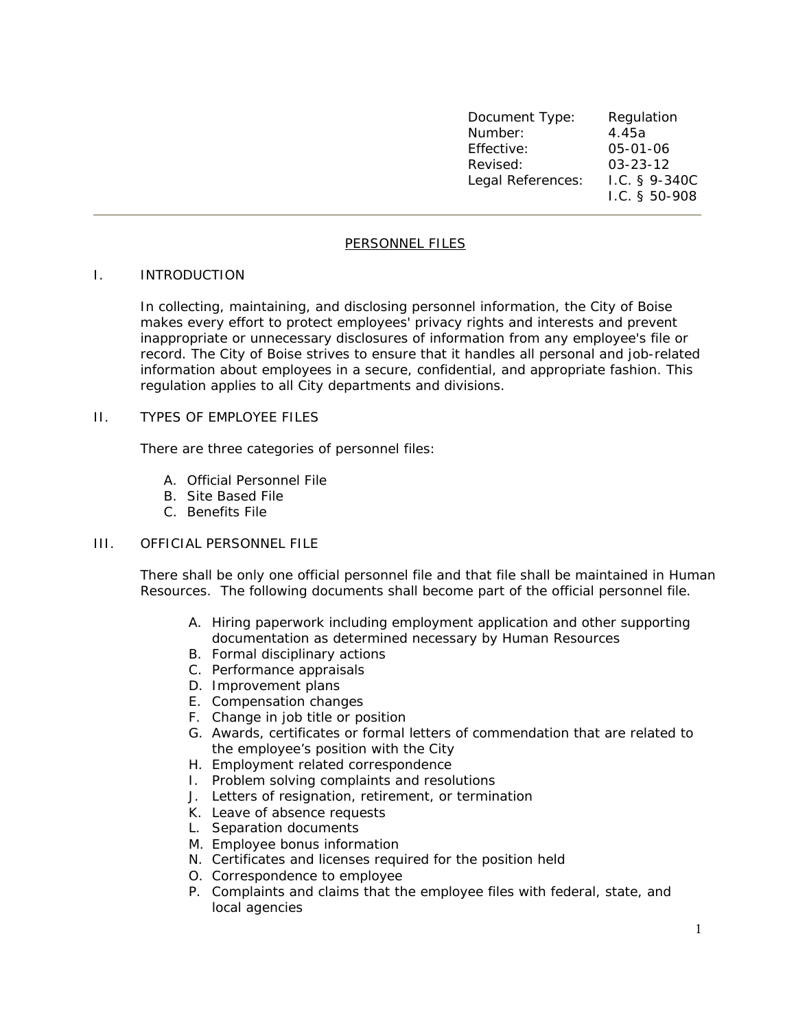| Document Type: | Regulation |
|---|---|
| Number: | 4.45a |
| Effective: | 05-01-06 |
| Revised: | 03-23-12 |
| Legal References: | I.C. § 9-340C<br>I.C. § 50-908 |

---

# PERSONNEL FILES

## I. INTRODUCTION

In collecting, maintaining, and disclosing personnel information, the City of Boise makes every effort to protect employees' privacy rights and interests and prevent inappropriate or unnecessary disclosures of information from any employee's file or record. The City of Boise strives to ensure that it handles all personal and job-related information about employees in a secure, confidential, and appropriate fashion. This regulation applies to all City departments and divisions.

## II. TYPES OF EMPLOYEE FILES

There are three categories of personnel files:

A. Official Personnel File
B. Site Based File
C. Benefits File

## III. OFFICIAL PERSONNEL FILE

There shall be only one official personnel file and that file shall be maintained in Human Resources. The following documents shall become part of the official personnel file.

A. Hiring paperwork including employment application and other supporting documentation as determined necessary by Human Resources
B. Formal disciplinary actions
C. Performance appraisals
D. Improvement plans
E. Compensation changes
F. Change in job title or position
G. Awards, certificates or formal letters of commendation that are related to the employee's position with the City
H. Employment related correspondence
I. Problem solving complaints and resolutions
J. Letters of resignation, retirement, or termination
K. Leave of absence requests
L. Separation documents
M. Employee bonus information
N. Certificates and licenses required for the position held
O. Correspondence to employee
P. Complaints and claims that the employee files with federal, state, and local agencies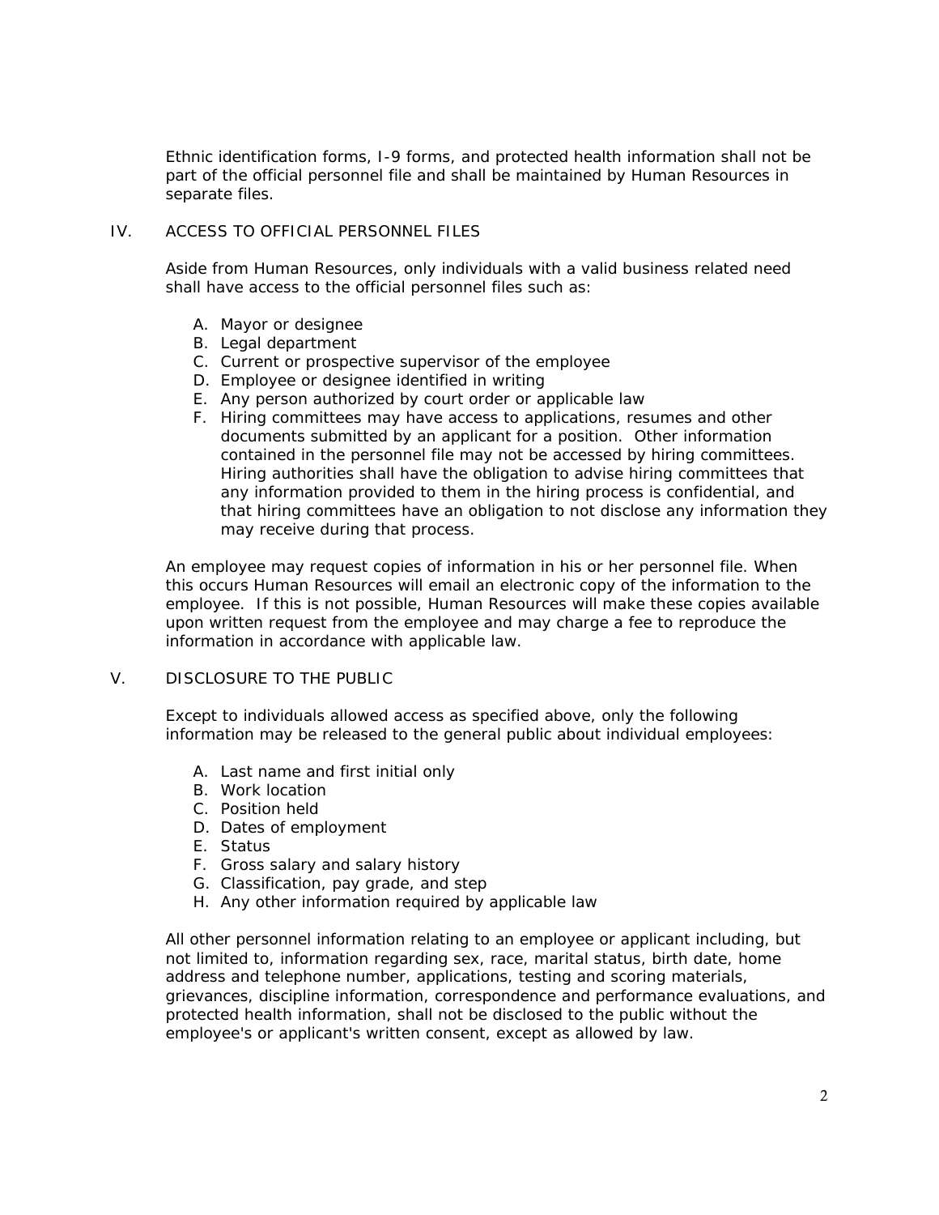Ethnic identification forms, I-9 forms, and protected health information shall not be part of the official personnel file and shall be maintained by Human Resources in separate files.

## IV. ACCESS TO OFFICIAL PERSONNEL FILES

Aside from Human Resources, only individuals with a valid business related need shall have access to the official personnel files such as:

A. Mayor or designee
B. Legal department
C. Current or prospective supervisor of the employee
D. Employee or designee identified in writing
E. Any person authorized by court order or applicable law
F. Hiring committees may have access to applications, resumes and other documents submitted by an applicant for a position. Other information contained in the personnel file may not be accessed by hiring committees. Hiring authorities shall have the obligation to advise hiring committees that any information provided to them in the hiring process is confidential, and that hiring committees have an obligation to not disclose any information they may receive during that process.

An employee may request copies of information in his or her personnel file. When this occurs Human Resources will email an electronic copy of the information to the employee. If this is not possible, Human Resources will make these copies available upon written request from the employee and may charge a fee to reproduce the information in accordance with applicable law.

## V. DISCLOSURE TO THE PUBLIC

Except to individuals allowed access as specified above, only the following information may be released to the general public about individual employees:

A. Last name and first initial only
B. Work location
C. Position held
D. Dates of employment
E. Status
F. Gross salary and salary history
G. Classification, pay grade, and step
H. Any other information required by applicable law

All other personnel information relating to an employee or applicant including, but not limited to, information regarding sex, race, marital status, birth date, home address and telephone number, applications, testing and scoring materials, grievances, discipline information, correspondence and performance evaluations, and protected health information, shall not be disclosed to the public without the employee's or applicant's written consent, except as allowed by law.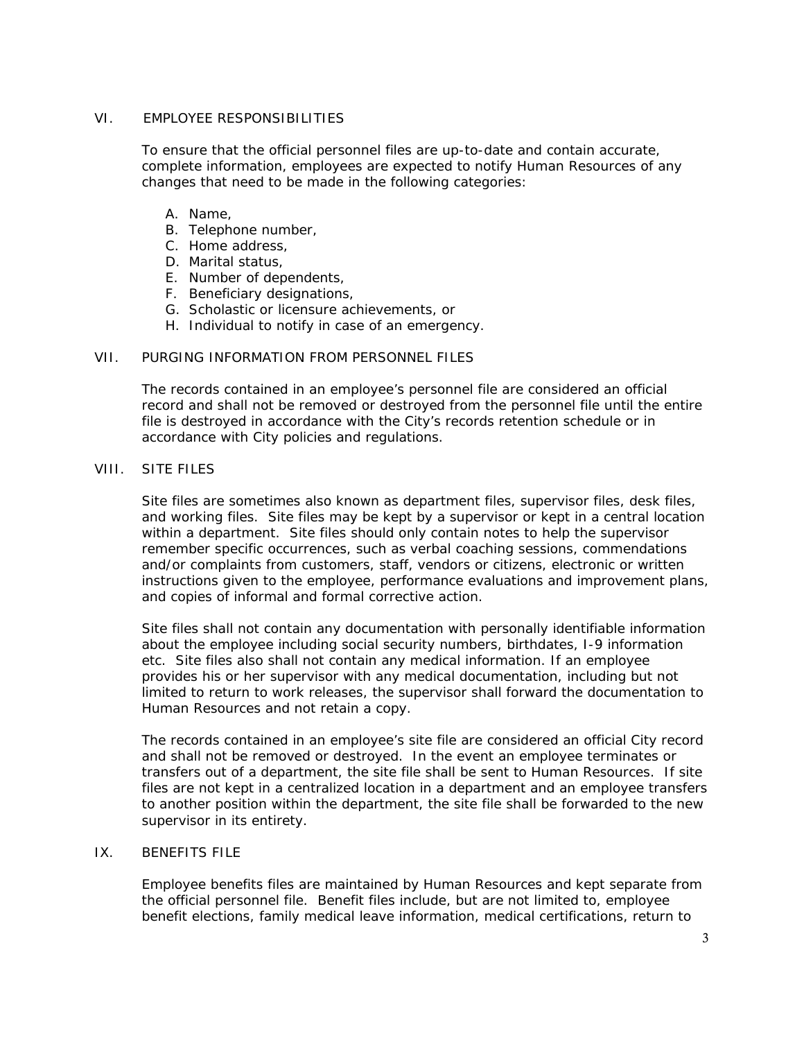## VI. EMPLOYEE RESPONSIBILITIES

To ensure that the official personnel files are up-to-date and contain accurate, complete information, employees are expected to notify Human Resources of any changes that need to be made in the following categories:

A. Name,
B. Telephone number,
C. Home address,
D. Marital status,
E. Number of dependents,
F. Beneficiary designations,
G. Scholastic or licensure achievements, or
H. Individual to notify in case of an emergency.

## VII. PURGING INFORMATION FROM PERSONNEL FILES

The records contained in an employee's personnel file are considered an official record and shall not be removed or destroyed from the personnel file until the entire file is destroyed in accordance with the City's records retention schedule or in accordance with City policies and regulations.

## VIII. SITE FILES

Site files are sometimes also known as department files, supervisor files, desk files, and working files. Site files may be kept by a supervisor or kept in a central location within a department. Site files should only contain notes to help the supervisor remember specific occurrences, such as verbal coaching sessions, commendations and/or complaints from customers, staff, vendors or citizens, electronic or written instructions given to the employee, performance evaluations and improvement plans, and copies of informal and formal corrective action.

Site files shall not contain any documentation with personally identifiable information about the employee including social security numbers, birthdates, I-9 information etc. Site files also shall not contain any medical information. If an employee provides his or her supervisor with any medical documentation, including but not limited to return to work releases, the supervisor shall forward the documentation to Human Resources and not retain a copy.

The records contained in an employee's site file are considered an official City record and shall not be removed or destroyed. In the event an employee terminates or transfers out of a department, the site file shall be sent to Human Resources. If site files are not kept in a centralized location in a department and an employee transfers to another position within the department, the site file shall be forwarded to the new supervisor in its entirety.

## IX. BENEFITS FILE

Employee benefits files are maintained by Human Resources and kept separate from the official personnel file. Benefit files include, but are not limited to, employee benefit elections, family medical leave information, medical certifications, return to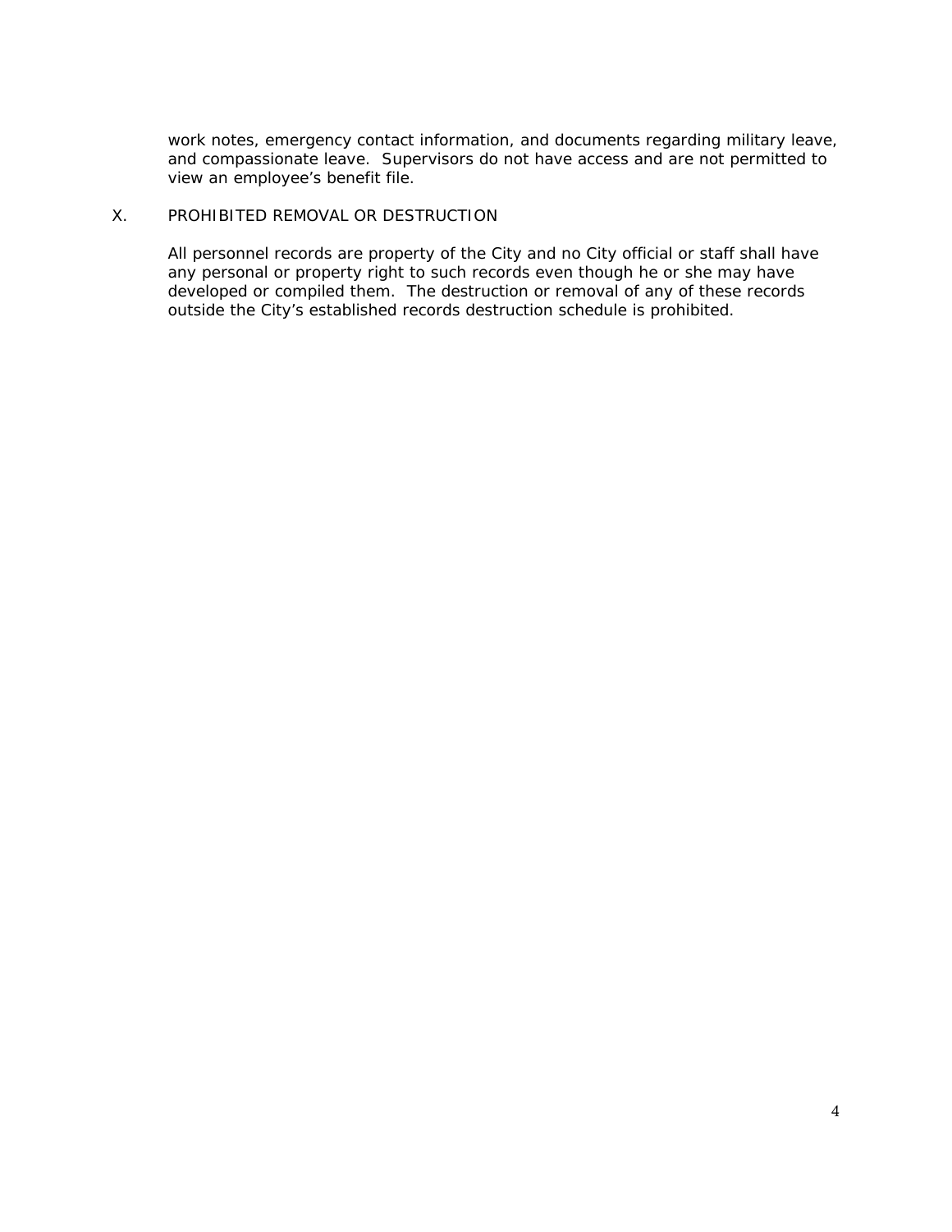work notes, emergency contact information, and documents regarding military leave, and compassionate leave. Supervisors do not have access and are not permitted to view an employee's benefit file.

## X. PROHIBITED REMOVAL OR DESTRUCTION

All personnel records are property of the City and no City official or staff shall have any personal or property right to such records even though he or she may have developed or compiled them. The destruction or removal of any of these records outside the City's established records destruction schedule is prohibited.